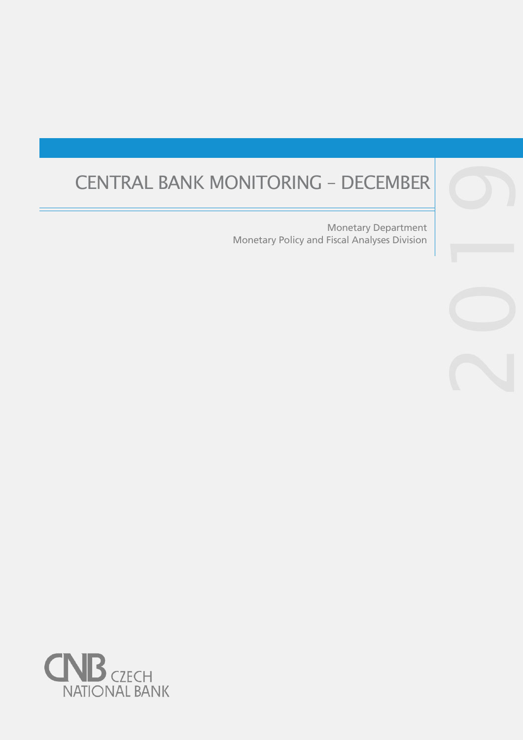# CENTRAL BANK MONITORING – DECEMBER 2019

Monetary Department
Monetary Policy and Fiscal Analyses Division

CNB CZECH NATIONAL BANK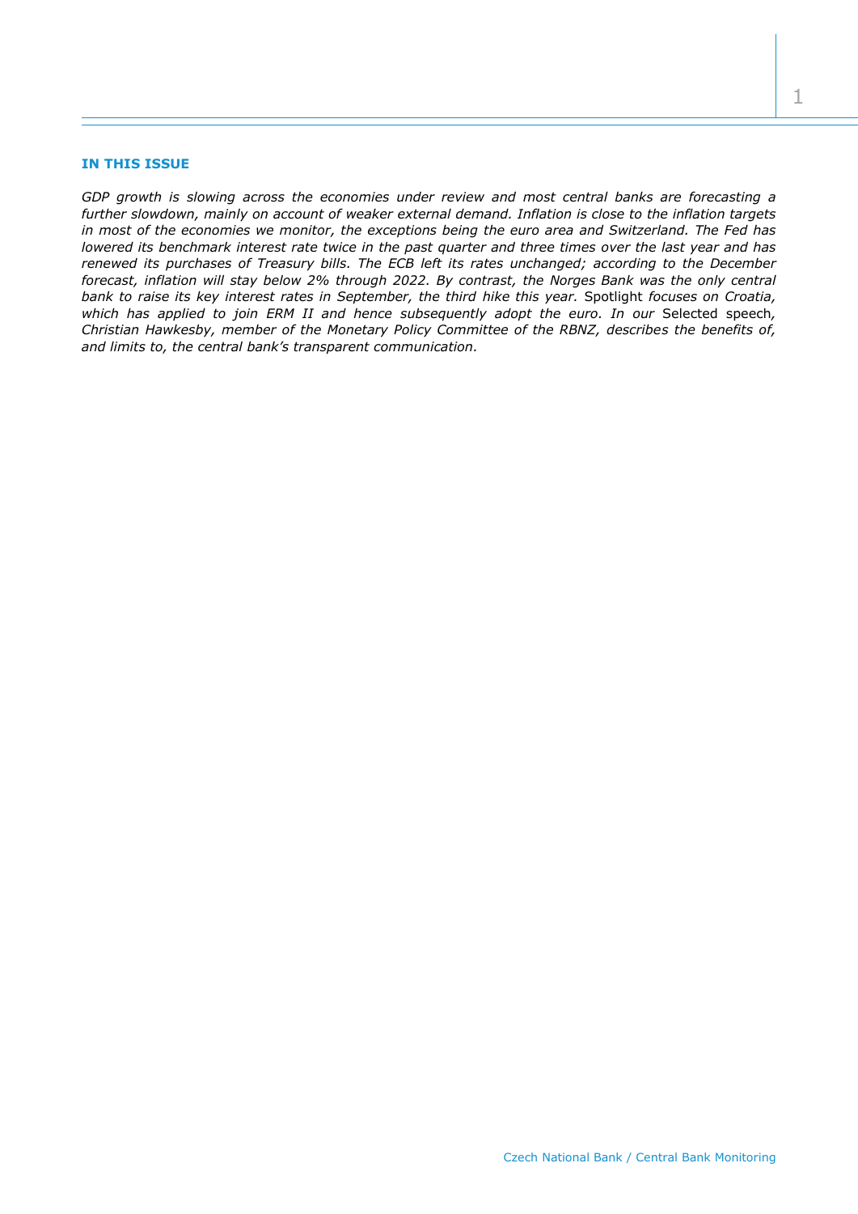**IN THIS ISSUE**

*GDP growth is slowing across the economies under review and most central banks are forecasting a further slowdown, mainly on account of weaker external demand. Inflation is close to the inflation targets in most of the economies we monitor, the exceptions being the euro area and Switzerland. The Fed has lowered its benchmark interest rate twice in the past quarter and three times over the last year and has renewed its purchases of Treasury bills. The ECB left its rates unchanged; according to the December forecast, inflation will stay below 2% through 2022. By contrast, the Norges Bank was the only central bank to raise its key interest rates in September, the third hike this year.* Spotlight *focuses on Croatia, which has applied to join ERM II and hence subsequently adopt the euro. In our* Selected speech*, Christian Hawkesby, member of the Monetary Policy Committee of the RBNZ, describes the benefits of, and limits to, the central bank's transparent communication.*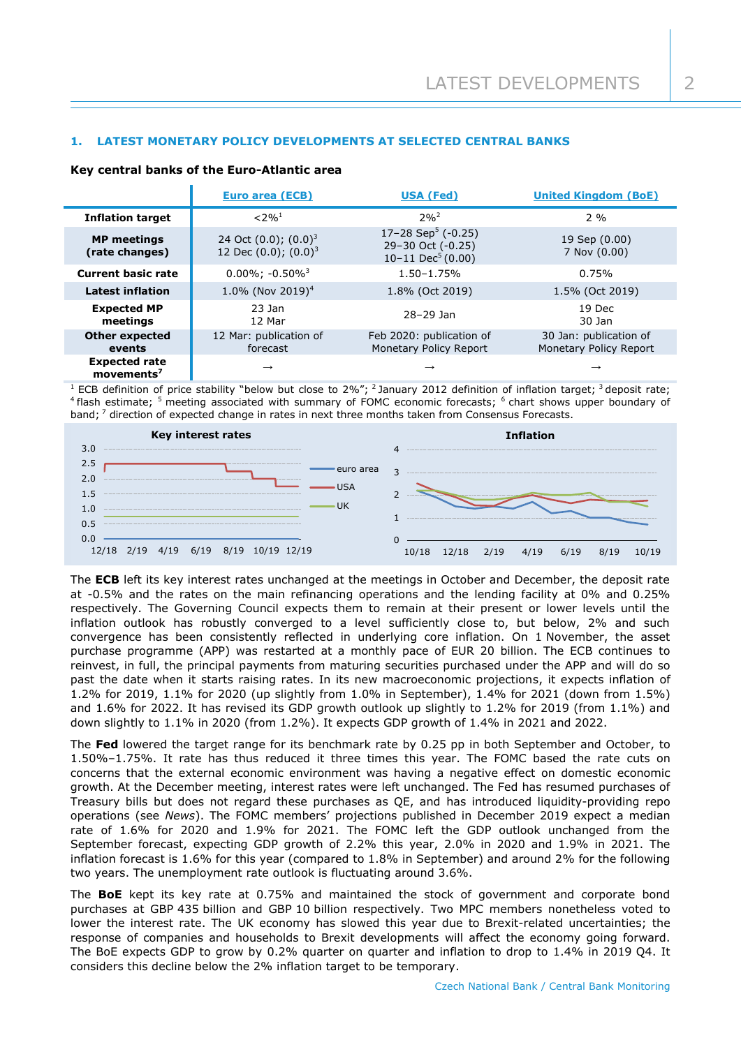## 1. LATEST MONETARY POLICY DEVELOPMENTS AT SELECTED CENTRAL BANKS

**Key central banks of the Euro-Atlantic area**

| | Euro area (ECB) | USA (Fed) | United Kingdom (BoE) |
|---|---|---|---|
| **Inflation target** | <2%[1] | 2%[2] | 2 % |
| **MP meetings (rate changes)** | 24 Oct (0.0); (0.0)[3] 12 Dec (0.0); (0.0)[3] | 17–28 Sep[5] (-0.25) 29–30 Oct (-0.25) 10–11 Dec[5] (0.00) | 19 Sep (0.00) 7 Nov (0.00) |
| **Current basic rate** | 0.00%; -0.50%[3] | 1.50–1.75% | 0.75% |
| **Latest inflation** | 1.0% (Nov 2019)[4] | 1.8% (Oct 2019) | 1.5% (Oct 2019) |
| **Expected MP meetings** | 23 Jan 12 Mar | 28–29 Jan | 19 Dec 30 Jan |
| **Other expected events** | 12 Mar: publication of forecast | Feb 2020: publication of Monetary Policy Report | 30 Jan: publication of Monetary Policy Report |
| **Expected rate movements[7]** | → | → | → |

[1] ECB definition of price stability "below but close to 2%"; [2] January 2012 definition of inflation target; [3] deposit rate; [4] flash estimate; [5] meeting associated with summary of FOMC economic forecasts; [6] chart shows upper boundary of band; [7] direction of expected change in rates in next three months taken from Consensus Forecasts.

**Key interest rates** (euro area, USA, UK; 12/18 – 12/19)

**Inflation** (euro area, USA, UK; 10/18 – 10/19)

The **ECB** left its key interest rates unchanged at the meetings in October and December, the deposit rate at -0.5% and the rates on the main refinancing operations and the lending facility at 0% and 0.25% respectively. The Governing Council expects them to remain at their present or lower levels until the inflation outlook has robustly converged to a level sufficiently close to, but below, 2% and such convergence has been consistently reflected in underlying core inflation. On 1 November, the asset purchase programme (APP) was restarted at a monthly pace of EUR 20 billion. The ECB continues to reinvest, in full, the principal payments from maturing securities purchased under the APP and will do so past the date when it starts raising rates. In its new macroeconomic projections, it expects inflation of 1.2% for 2019, 1.1% for 2020 (up slightly from 1.0% in September), 1.4% for 2021 (down from 1.5%) and 1.6% for 2022. It has revised its GDP growth outlook up slightly to 1.2% for 2019 (from 1.1%) and down slightly to 1.1% in 2020 (from 1.2%). It expects GDP growth of 1.4% in 2021 and 2022.

The **Fed** lowered the target range for its benchmark rate by 0.25 pp in both September and October, to 1.50%–1.75%. It rate has thus reduced it three times this year. The FOMC based the rate cuts on concerns that the external economic environment was having a negative effect on domestic economic growth. At the December meeting, interest rates were left unchanged. The Fed has resumed purchases of Treasury bills but does not regard these purchases as QE, and has introduced liquidity-providing repo operations (see *News*). The FOMC members' projections published in December 2019 expect a median rate of 1.6% for 2020 and 1.9% for 2021. The FOMC left the GDP outlook unchanged from the September forecast, expecting GDP growth of 2.2% this year, 2.0% in 2020 and 1.9% in 2021. The inflation forecast is 1.6% for this year (compared to 1.8% in September) and around 2% for the following two years. The unemployment rate outlook is fluctuating around 3.6%.

The **BoE** kept its key rate at 0.75% and maintained the stock of government and corporate bond purchases at GBP 435 billion and GBP 10 billion respectively. Two MPC members nonetheless voted to lower the interest rate. The UK economy has slowed this year due to Brexit-related uncertainties; the response of companies and households to Brexit developments will affect the economy going forward. The BoE expects GDP to grow by 0.2% quarter on quarter and inflation to drop to 1.4% in 2019 Q4. It considers this decline below the 2% inflation target to be temporary.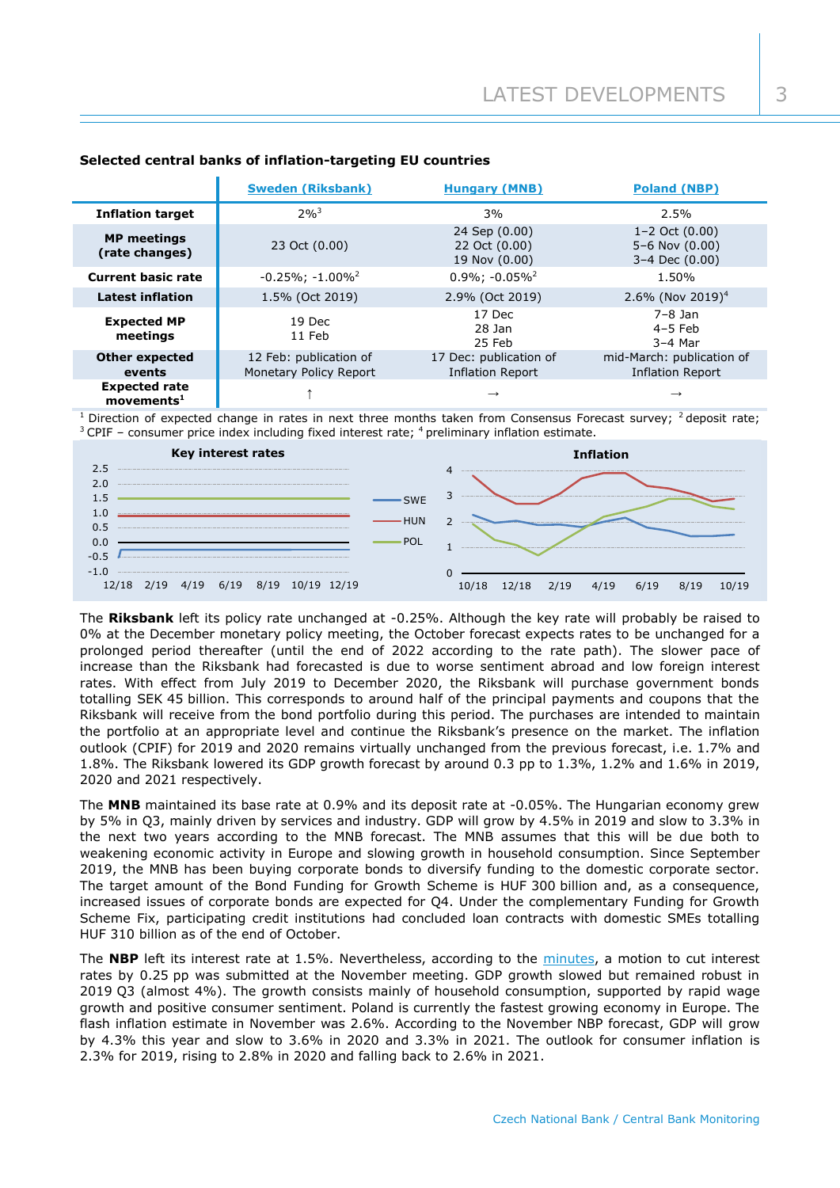**Selected central banks of inflation-targeting EU countries**

| | Sweden (Riksbank) | Hungary (MNB) | Poland (NBP) |
|---|---|---|---|
| **Inflation target** | 2%[3] | 3% | 2.5% |
| **MP meetings (rate changes)** | 23 Oct (0.00) | 24 Sep (0.00)<br>22 Oct (0.00)<br>19 Nov (0.00) | 1–2 Oct (0.00)<br>5–6 Nov (0.00)<br>3–4 Dec (0.00) |
| **Current basic rate** | -0.25%; -1.00%[2] | 0.9%; -0.05%[2] | 1.50% |
| **Latest inflation** | 1.5% (Oct 2019) | 2.9% (Oct 2019) | 2.6% (Nov 2019)[4] |
| **Expected MP meetings** | 19 Dec<br>11 Feb | 17 Dec<br>28 Jan<br>25 Feb | 7–8 Jan<br>4–5 Feb<br>3–4 Mar |
| **Other expected events** | 12 Feb: publication of Monetary Policy Report | 17 Dec: publication of Inflation Report | mid-March: publication of Inflation Report |
| **Expected rate movements[1]** | ↑ | → | → |

[1] Direction of expected change in rates in next three months taken from Consensus Forecast survey; [2] deposit rate; [3] CPIF – consumer price index including fixed interest rate; [4] preliminary inflation estimate.

The **Riksbank** left its policy rate unchanged at -0.25%. Although the key rate will probably be raised to 0% at the December monetary policy meeting, the October forecast expects rates to be unchanged for a prolonged period thereafter (until the end of 2022 according to the rate path). The slower pace of increase than the Riksbank had forecasted is due to worse sentiment abroad and low foreign interest rates. With effect from July 2019 to December 2020, the Riksbank will purchase government bonds totalling SEK 45 billion. This corresponds to around half of the principal payments and coupons that the Riksbank will receive from the bond portfolio during this period. The purchases are intended to maintain the portfolio at an appropriate level and continue the Riksbank's presence on the market. The inflation outlook (CPIF) for 2019 and 2020 remains virtually unchanged from the previous forecast, i.e. 1.7% and 1.8%. The Riksbank lowered its GDP growth forecast by around 0.3 pp to 1.3%, 1.2% and 1.6% in 2019, 2020 and 2021 respectively.

The **MNB** maintained its base rate at 0.9% and its deposit rate at -0.05%. The Hungarian economy grew by 5% in Q3, mainly driven by services and industry. GDP will grow by 4.5% in 2019 and slow to 3.3% in the next two years according to the MNB forecast. The MNB assumes that this will be due both to weakening economic activity in Europe and slowing growth in household consumption. Since September 2019, the MNB has been buying corporate bonds to diversify funding to the domestic corporate sector. The target amount of the Bond Funding for Growth Scheme is HUF 300 billion and, as a consequence, increased issues of corporate bonds are expected for Q4. Under the complementary Funding for Growth Scheme Fix, participating credit institutions had concluded loan contracts with domestic SMEs totalling HUF 310 billion as of the end of October.

The **NBP** left its interest rate at 1.5%. Nevertheless, according to the minutes, a motion to cut interest rates by 0.25 pp was submitted at the November meeting. GDP growth slowed but remained robust in 2019 Q3 (almost 4%). The growth consists mainly of household consumption, supported by rapid wage growth and positive consumer sentiment. Poland is currently the fastest growing economy in Europe. The flash inflation estimate in November was 2.6%. According to the November NBP forecast, GDP will grow by 4.3% this year and slow to 3.6% in 2020 and 3.3% in 2021. The outlook for consumer inflation is 2.3% for 2019, rising to 2.8% in 2020 and falling back to 2.6% in 2021.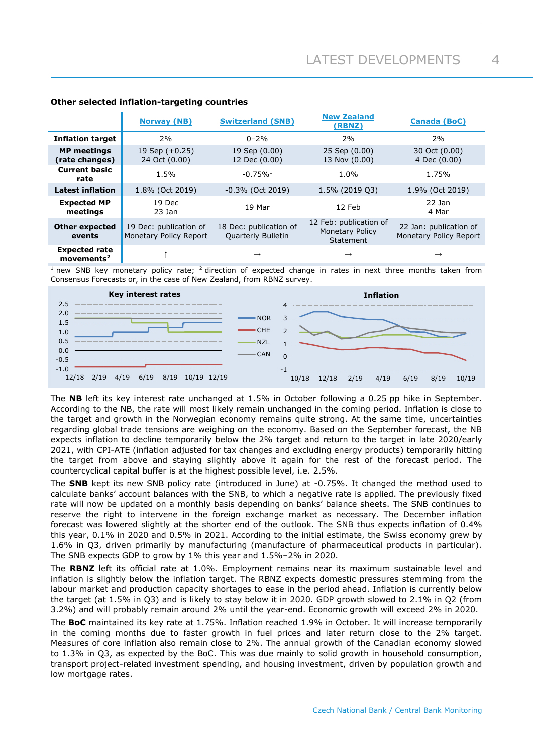**Other selected inflation-targeting countries**

| | Norway (NB) | Switzerland (SNB) | New Zealand (RBNZ) | Canada (BoC) |
|---|---|---|---|---|
| **Inflation target** | 2% | 0–2% | 2% | 2% |
| **MP meetings (rate changes)** | 19 Sep (+0.25)<br>24 Oct (0.00) | 19 Sep (0.00)<br>12 Dec (0.00) | 25 Sep (0.00)<br>13 Nov (0.00) | 30 Oct (0.00)<br>4 Dec (0.00) |
| **Current basic rate** | 1.5% | -0.75%[1] | 1.0% | 1.75% |
| **Latest inflation** | 1.8% (Oct 2019) | -0.3% (Oct 2019) | 1.5% (2019 Q3) | 1.9% (Oct 2019) |
| **Expected MP meetings** | 19 Dec<br>23 Jan | 19 Mar | 12 Feb | 22 Jan<br>4 Mar |
| **Other expected events** | 19 Dec: publication of Monetary Policy Report | 18 Dec: publication of Quarterly Bulletin | 12 Feb: publication of Monetary Policy Statement | 22 Jan: publication of Monetary Policy Report |
| **Expected rate movements[2]** | ↑ | → | → | → |

[1] new SNB key monetary policy rate; [2] direction of expected change in rates in next three months taken from Consensus Forecasts or, in the case of New Zealand, from RBNZ survey.

**Key interest rates**

**Inflation**

The **NB** left its key interest rate unchanged at 1.5% in October following a 0.25 pp hike in September. According to the NB, the rate will most likely remain unchanged in the coming period. Inflation is close to the target and growth in the Norwegian economy remains quite strong. At the same time, uncertainties regarding global trade tensions are weighing on the economy. Based on the September forecast, the NB expects inflation to decline temporarily below the 2% target and return to the target in late 2020/early 2021, with CPI-ATE (inflation adjusted for tax changes and excluding energy products) temporarily hitting the target from above and staying slightly above it again for the rest of the forecast period. The countercyclical capital buffer is at the highest possible level, i.e. 2.5%.

The **SNB** kept its new SNB policy rate (introduced in June) at -0.75%. It changed the method used to calculate banks' account balances with the SNB, to which a negative rate is applied. The previously fixed rate will now be updated on a monthly basis depending on banks' balance sheets. The SNB continues to reserve the right to intervene in the foreign exchange market as necessary. The December inflation forecast was lowered slightly at the shorter end of the outlook. The SNB thus expects inflation of 0.4% this year, 0.1% in 2020 and 0.5% in 2021. According to the initial estimate, the Swiss economy grew by 1.6% in Q3, driven primarily by manufacturing (manufacture of pharmaceutical products in particular). The SNB expects GDP to grow by 1% this year and 1.5%–2% in 2020.

The **RBNZ** left its official rate at 1.0%. Employment remains near its maximum sustainable level and inflation is slightly below the inflation target. The RBNZ expects domestic pressures stemming from the labour market and production capacity shortages to ease in the period ahead. Inflation is currently below the target (at 1.5% in Q3) and is likely to stay below it in 2020. GDP growth slowed to 2.1% in Q2 (from 3.2%) and will probably remain around 2% until the year-end. Economic growth will exceed 2% in 2020.

The **BoC** maintained its key rate at 1.75%. Inflation reached 1.9% in October. It will increase temporarily in the coming months due to faster growth in fuel prices and later return close to the 2% target. Measures of core inflation also remain close to 2%. The annual growth of the Canadian economy slowed to 1.3% in Q3, as expected by the BoC. This was due mainly to solid growth in household consumption, transport project-related investment spending, and housing investment, driven by population growth and low mortgage rates.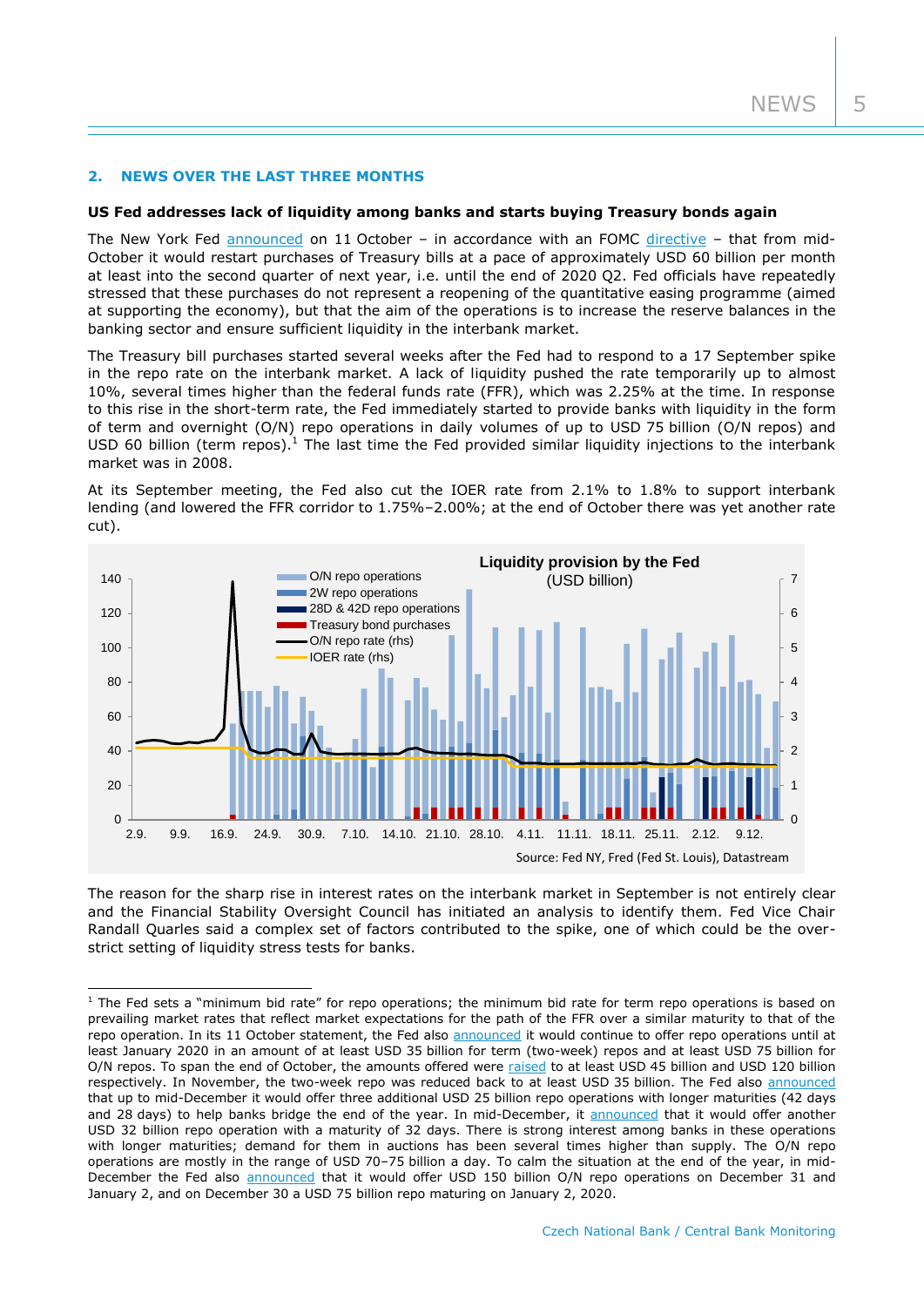## 2. NEWS OVER THE LAST THREE MONTHS

**US Fed addresses lack of liquidity among banks and starts buying Treasury bonds again**

The New York Fed announced on 11 October – in accordance with an FOMC directive – that from mid-October it would restart purchases of Treasury bills at a pace of approximately USD 60 billion per month at least into the second quarter of next year, i.e. until the end of 2020 Q2. Fed officials have repeatedly stressed that these purchases do not represent a reopening of the quantitative easing programme (aimed at supporting the economy), but that the aim of the operations is to increase the reserve balances in the banking sector and ensure sufficient liquidity in the interbank market.

The Treasury bill purchases started several weeks after the Fed had to respond to a 17 September spike in the repo rate on the interbank market. A lack of liquidity pushed the rate temporarily up to almost 10%, several times higher than the federal funds rate (FFR), which was 2.25% at the time. In response to this rise in the short-term rate, the Fed immediately started to provide banks with liquidity in the form of term and overnight (O/N) repo operations in daily volumes of up to USD 75 billion (O/N repos) and USD 60 billion (term repos).[1] The last time the Fed provided similar liquidity injections to the interbank market was in 2008.

At its September meeting, the Fed also cut the IOER rate from 2.1% to 1.8% to support interbank lending (and lowered the FFR corridor to 1.75%–2.00%; at the end of October there was yet another rate cut).

**Liquidity provision by the Fed**
(USD billion)

Legend: O/N repo operations; 2W repo operations; 28D & 42D repo operations; Treasury bond purchases; O/N repo rate (rhs); IOER rate (rhs)

Source: Fed NY, Fred (Fed St. Louis), Datastream

The reason for the sharp rise in interest rates on the interbank market in September is not entirely clear and the Financial Stability Oversight Council has initiated an analysis to identify them. Fed Vice Chair Randall Quarles said a complex set of factors contributed to the spike, one of which could be the over-strict setting of liquidity stress tests for banks.

[1] The Fed sets a "minimum bid rate" for repo operations; the minimum bid rate for term repo operations is based on prevailing market rates that reflect market expectations for the path of the FFR over a similar maturity to that of the repo operation. In its 11 October statement, the Fed also announced it would continue to offer repo operations until at least January 2020 in an amount of at least USD 35 billion for term (two-week) repos and at least USD 75 billion for O/N repos. To span the end of October, the amounts offered were raised to at least USD 45 billion and USD 120 billion respectively. In November, the two-week repo was reduced back to at least USD 35 billion. The Fed also announced that up to mid-December it would offer three additional USD 25 billion repo operations with longer maturities (42 days and 28 days) to help banks bridge the end of the year. In mid-December, it announced that it would offer another USD 32 billion repo operation with a maturity of 32 days. There is strong interest among banks in these operations with longer maturities; demand for them in auctions has been several times higher than supply. The O/N repo operations are mostly in the range of USD 70–75 billion a day. To calm the situation at the end of the year, in mid-December the Fed also announced that it would offer USD 150 billion O/N repo operations on December 31 and January 2, and on December 30 a USD 75 billion repo maturing on January 2, 2020.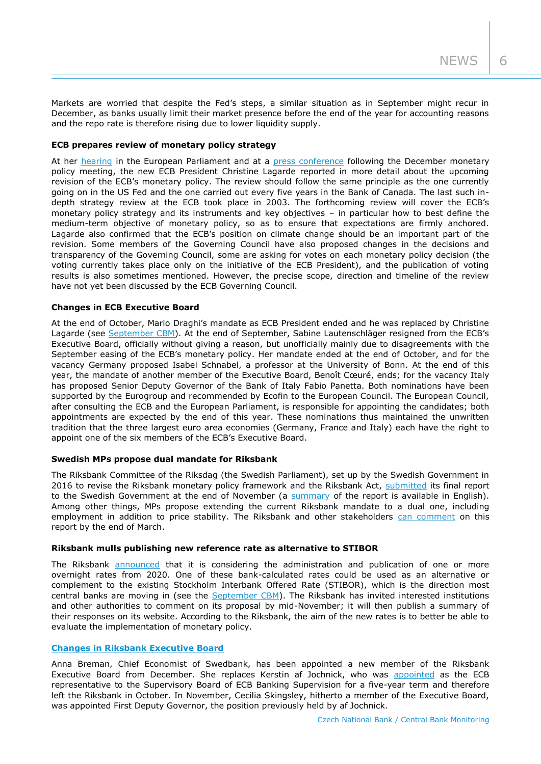Markets are worried that despite the Fed's steps, a similar situation as in September might recur in December, as banks usually limit their market presence before the end of the year for accounting reasons and the repo rate is therefore rising due to lower liquidity supply.

### ECB prepares review of monetary policy strategy

At her hearing in the European Parliament and at a press conference following the December monetary policy meeting, the new ECB President Christine Lagarde reported in more detail about the upcoming revision of the ECB's monetary policy. The review should follow the same principle as the one currently going on in the US Fed and the one carried out every five years in the Bank of Canada. The last such in-depth strategy review at the ECB took place in 2003. The forthcoming review will cover the ECB's monetary policy strategy and its instruments and key objectives – in particular how to best define the medium-term objective of monetary policy, so as to ensure that expectations are firmly anchored. Lagarde also confirmed that the ECB's position on climate change should be an important part of the revision. Some members of the Governing Council have also proposed changes in the decisions and transparency of the Governing Council, some are asking for votes on each monetary policy decision (the voting currently takes place only on the initiative of the ECB President), and the publication of voting results is also sometimes mentioned. However, the precise scope, direction and timeline of the review have not yet been discussed by the ECB Governing Council.

### Changes in ECB Executive Board

At the end of October, Mario Draghi's mandate as ECB President ended and he was replaced by Christine Lagarde (see September CBM). At the end of September, Sabine Lautenschläger resigned from the ECB's Executive Board, officially without giving a reason, but unofficially mainly due to disagreements with the September easing of the ECB's monetary policy. Her mandate ended at the end of October, and for the vacancy Germany proposed Isabel Schnabel, a professor at the University of Bonn. At the end of this year, the mandate of another member of the Executive Board, Benoît Cœuré, ends; for the vacancy Italy has proposed Senior Deputy Governor of the Bank of Italy Fabio Panetta. Both nominations have been supported by the Eurogroup and recommended by Ecofin to the European Council. The European Council, after consulting the ECB and the European Parliament, is responsible for appointing the candidates; both appointments are expected by the end of this year. These nominations thus maintained the unwritten tradition that the three largest euro area economies (Germany, France and Italy) each have the right to appoint one of the six members of the ECB's Executive Board.

### Swedish MPs propose dual mandate for Riksbank

The Riksbank Committee of the Riksdag (the Swedish Parliament), set up by the Swedish Government in 2016 to revise the Riksbank monetary policy framework and the Riksbank Act, submitted its final report to the Swedish Government at the end of November (a summary of the report is available in English). Among other things, MPs propose extending the current Riksbank mandate to a dual one, including employment in addition to price stability. The Riksbank and other stakeholders can comment on this report by the end of March.

### Riksbank mulls publishing new reference rate as alternative to STIBOR

The Riksbank announced that it is considering the administration and publication of one or more overnight rates from 2020. One of these bank-calculated rates could be used as an alternative or complement to the existing Stockholm Interbank Offered Rate (STIBOR), which is the direction most central banks are moving in (see the September CBM). The Riksbank has invited interested institutions and other authorities to comment on its proposal by mid-November; it will then publish a summary of their responses on its website. According to the Riksbank, the aim of the new rates is to better be able to evaluate the implementation of monetary policy.

### Changes in Riksbank Executive Board

Anna Breman, Chief Economist of Swedbank, has been appointed a new member of the Riksbank Executive Board from December. She replaces Kerstin af Jochnick, who was appointed as the ECB representative to the Supervisory Board of ECB Banking Supervision for a five-year term and therefore left the Riksbank in October. In November, Cecilia Skingsley, hitherto a member of the Executive Board, was appointed First Deputy Governor, the position previously held by af Jochnick.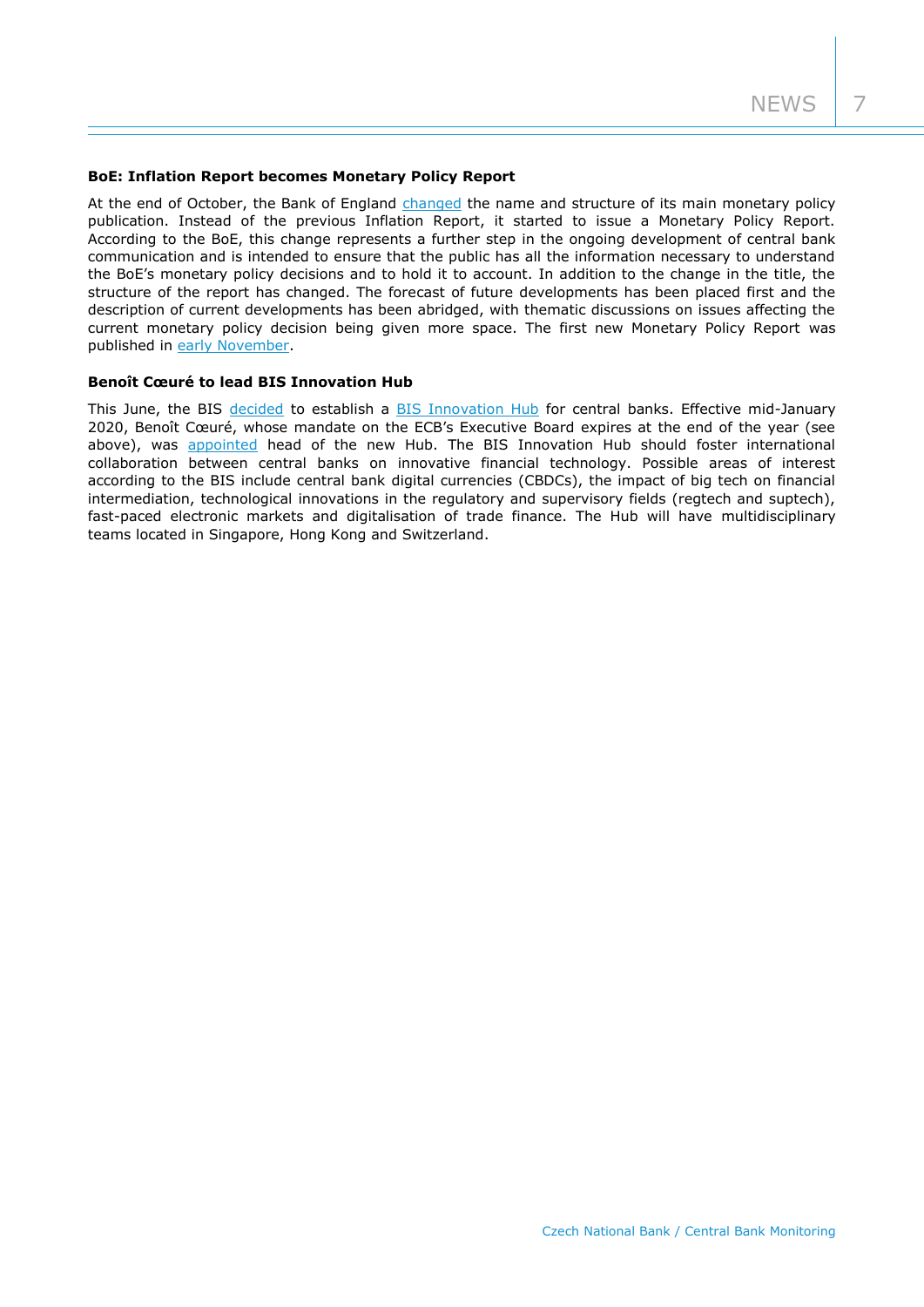**BoE: Inflation Report becomes Monetary Policy Report**

At the end of October, the Bank of England changed the name and structure of its main monetary policy publication. Instead of the previous Inflation Report, it started to issue a Monetary Policy Report. According to the BoE, this change represents a further step in the ongoing development of central bank communication and is intended to ensure that the public has all the information necessary to understand the BoE's monetary policy decisions and to hold it to account. In addition to the change in the title, the structure of the report has changed. The forecast of future developments has been placed first and the description of current developments has been abridged, with thematic discussions on issues affecting the current monetary policy decision being given more space. The first new Monetary Policy Report was published in early November.

**Benoît Cœuré to lead BIS Innovation Hub**

This June, the BIS decided to establish a BIS Innovation Hub for central banks. Effective mid-January 2020, Benoît Cœuré, whose mandate on the ECB's Executive Board expires at the end of the year (see above), was appointed head of the new Hub. The BIS Innovation Hub should foster international collaboration between central banks on innovative financial technology. Possible areas of interest according to the BIS include central bank digital currencies (CBDCs), the impact of big tech on financial intermediation, technological innovations in the regulatory and supervisory fields (regtech and suptech), fast-paced electronic markets and digitalisation of trade finance. The Hub will have multidisciplinary teams located in Singapore, Hong Kong and Switzerland.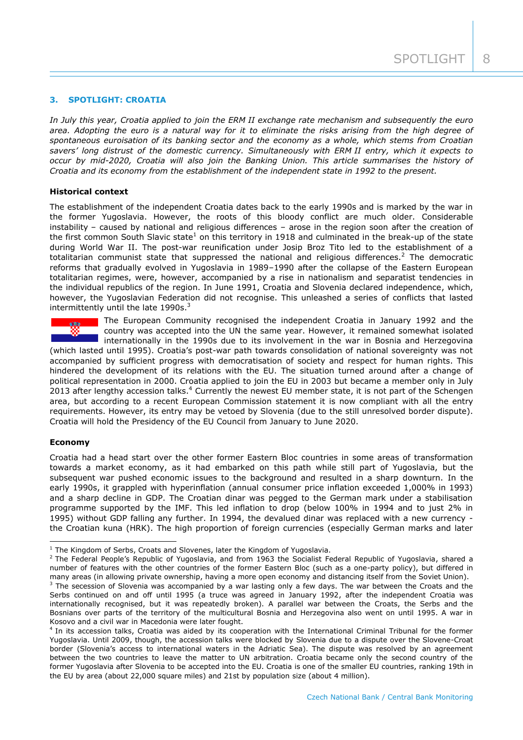## 3. SPOTLIGHT: CROATIA

*In July this year, Croatia applied to join the ERM II exchange rate mechanism and subsequently the euro area. Adopting the euro is a natural way for it to eliminate the risks arising from the high degree of spontaneous euroisation of its banking sector and the economy as a whole, which stems from Croatian savers' long distrust of the domestic currency. Simultaneously with ERM II entry, which it expects to occur by mid-2020, Croatia will also join the Banking Union. This article summarises the history of Croatia and its economy from the establishment of the independent state in 1992 to the present.*

### Historical context

The establishment of the independent Croatia dates back to the early 1990s and is marked by the war in the former Yugoslavia. However, the roots of this bloody conflict are much older. Considerable instability – caused by national and religious differences – arose in the region soon after the creation of the first common South Slavic state[1] on this territory in 1918 and culminated in the break-up of the state during World War II. The post-war reunification under Josip Broz Tito led to the establishment of a totalitarian communist state that suppressed the national and religious differences.[2] The democratic reforms that gradually evolved in Yugoslavia in 1989–1990 after the collapse of the Eastern European totalitarian regimes, were, however, accompanied by a rise in nationalism and separatist tendencies in the individual republics of the region. In June 1991, Croatia and Slovenia declared independence, which, however, the Yugoslavian Federation did not recognise. This unleashed a series of conflicts that lasted intermittently until the late 1990s.[3]

The European Community recognised the independent Croatia in January 1992 and the country was accepted into the UN the same year. However, it remained somewhat isolated internationally in the 1990s due to its involvement in the war in Bosnia and Herzegovina (which lasted until 1995). Croatia's post-war path towards consolidation of national sovereignty was not accompanied by sufficient progress with democratisation of society and respect for human rights. This hindered the development of its relations with the EU. The situation turned around after a change of political representation in 2000. Croatia applied to join the EU in 2003 but became a member only in July 2013 after lengthy accession talks.[4] Currently the newest EU member state, it is not part of the Schengen area, but according to a recent European Commission statement it is now compliant with all the entry requirements. However, its entry may be vetoed by Slovenia (due to the still unresolved border dispute). Croatia will hold the Presidency of the EU Council from January to June 2020.

### Economy

Croatia had a head start over the other former Eastern Bloc countries in some areas of transformation towards a market economy, as it had embarked on this path while still part of Yugoslavia, but the subsequent war pushed economic issues to the background and resulted in a sharp downturn. In the early 1990s, it grappled with hyperinflation (annual consumer price inflation exceeded 1,000% in 1993) and a sharp decline in GDP. The Croatian dinar was pegged to the German mark under a stabilisation programme supported by the IMF. This led inflation to drop (below 100% in 1994 and to just 2% in 1995) without GDP falling any further. In 1994, the devalued dinar was replaced with a new currency - the Croatian kuna (HRK). The high proportion of foreign currencies (especially German marks and later

---

[1] The Kingdom of Serbs, Croats and Slovenes, later the Kingdom of Yugoslavia.

[2] The Federal People's Republic of Yugoslavia, and from 1963 the Socialist Federal Republic of Yugoslavia, shared a number of features with the other countries of the former Eastern Bloc (such as a one-party policy), but differed in many areas (in allowing private ownership, having a more open economy and distancing itself from the Soviet Union).

[3] The secession of Slovenia was accompanied by a war lasting only a few days. The war between the Croats and the Serbs continued on and off until 1995 (a truce was agreed in January 1992, after the independent Croatia was internationally recognised, but it was repeatedly broken). A parallel war between the Croats, the Serbs and the Bosnians over parts of the territory of the multicultural Bosnia and Herzegovina also went on until 1995. A war in Kosovo and a civil war in Macedonia were later fought.

[4] In its accession talks, Croatia was aided by its cooperation with the International Criminal Tribunal for the former Yugoslavia. Until 2009, though, the accession talks were blocked by Slovenia due to a dispute over the Slovene-Croat border (Slovenia's access to international waters in the Adriatic Sea). The dispute was resolved by an agreement between the two countries to leave the matter to UN arbitration. Croatia became only the second country of the former Yugoslavia after Slovenia to be accepted into the EU. Croatia is one of the smaller EU countries, ranking 19th in the EU by area (about 22,000 square miles) and 21st by population size (about 4 million).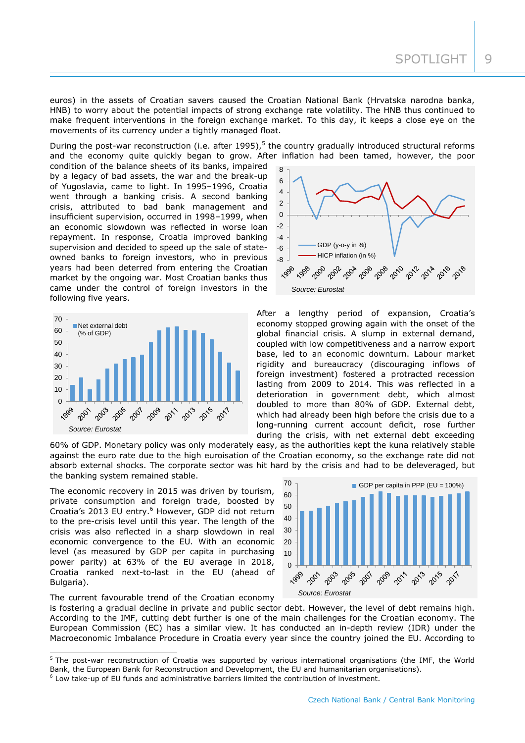euros) in the assets of Croatian savers caused the Croatian National Bank (Hrvatska narodna banka, HNB) to worry about the potential impacts of strong exchange rate volatility. The HNB thus continued to make frequent interventions in the foreign exchange market. To this day, it keeps a close eye on the movements of its currency under a tightly managed float.

During the post-war reconstruction (i.e. after 1995),[5] the country gradually introduced structural reforms and the economy quite quickly began to grow. After inflation had been tamed, however, the poor condition of the balance sheets of its banks, impaired by a legacy of bad assets, the war and the break-up of Yugoslavia, came to light. In 1995–1996, Croatia went through a banking crisis. A second banking crisis, attributed to bad bank management and insufficient supervision, occurred in 1998–1999, when an economic slowdown was reflected in worse loan repayment. In response, Croatia improved banking supervision and decided to speed up the sale of state-owned banks to foreign investors, who in previous years had been deterred from entering the Croatian market by the ongoing war. Most Croatian banks thus came under the control of foreign investors in the following five years.

GDP (y-o-y in %) / HICP inflation (in %)

Source: Eurostat

Net external debt (% of GDP)

Source: Eurostat

After a lengthy period of expansion, Croatia's economy stopped growing again with the onset of the global financial crisis. A slump in external demand, coupled with low competitiveness and a narrow export base, led to an economic downturn. Labour market rigidity and bureaucracy (discouraging inflows of foreign investment) fostered a protracted recession lasting from 2009 to 2014. This was reflected in a deterioration in government debt, which almost doubled to more than 80% of GDP. External debt, which had already been high before the crisis due to a long-running current account deficit, rose further during the crisis, with net external debt exceeding 60% of GDP. Monetary policy was only moderately easy, as the authorities kept the kuna relatively stable against the euro rate due to the high euroisation of the Croatian economy, so the exchange rate did not absorb external shocks. The corporate sector was hit hard by the crisis and had to be deleveraged, but the banking system remained stable.

The economic recovery in 2015 was driven by tourism, private consumption and foreign trade, boosted by Croatia's 2013 EU entry.[6] However, GDP did not return to the pre-crisis level until this year. The length of the crisis was also reflected in a sharp slowdown in real economic convergence to the EU. With an economic level (as measured by GDP per capita in purchasing power parity) at 63% of the EU average in 2018, Croatia ranked next-to-last in the EU (ahead of Bulgaria).

GDP per capita in PPP (EU = 100%)

Source: Eurostat

The current favourable trend of the Croatian economy is fostering a gradual decline in private and public sector debt. However, the level of debt remains high. According to the IMF, cutting debt further is one of the main challenges for the Croatian economy. The European Commission (EC) has a similar view. It has conducted an in-depth review (IDR) under the Macroeconomic Imbalance Procedure in Croatia every year since the country joined the EU. According to

---

[5] The post-war reconstruction of Croatia was supported by various international organisations (the IMF, the World Bank, the European Bank for Reconstruction and Development, the EU and humanitarian organisations).

[6] Low take-up of EU funds and administrative barriers limited the contribution of investment.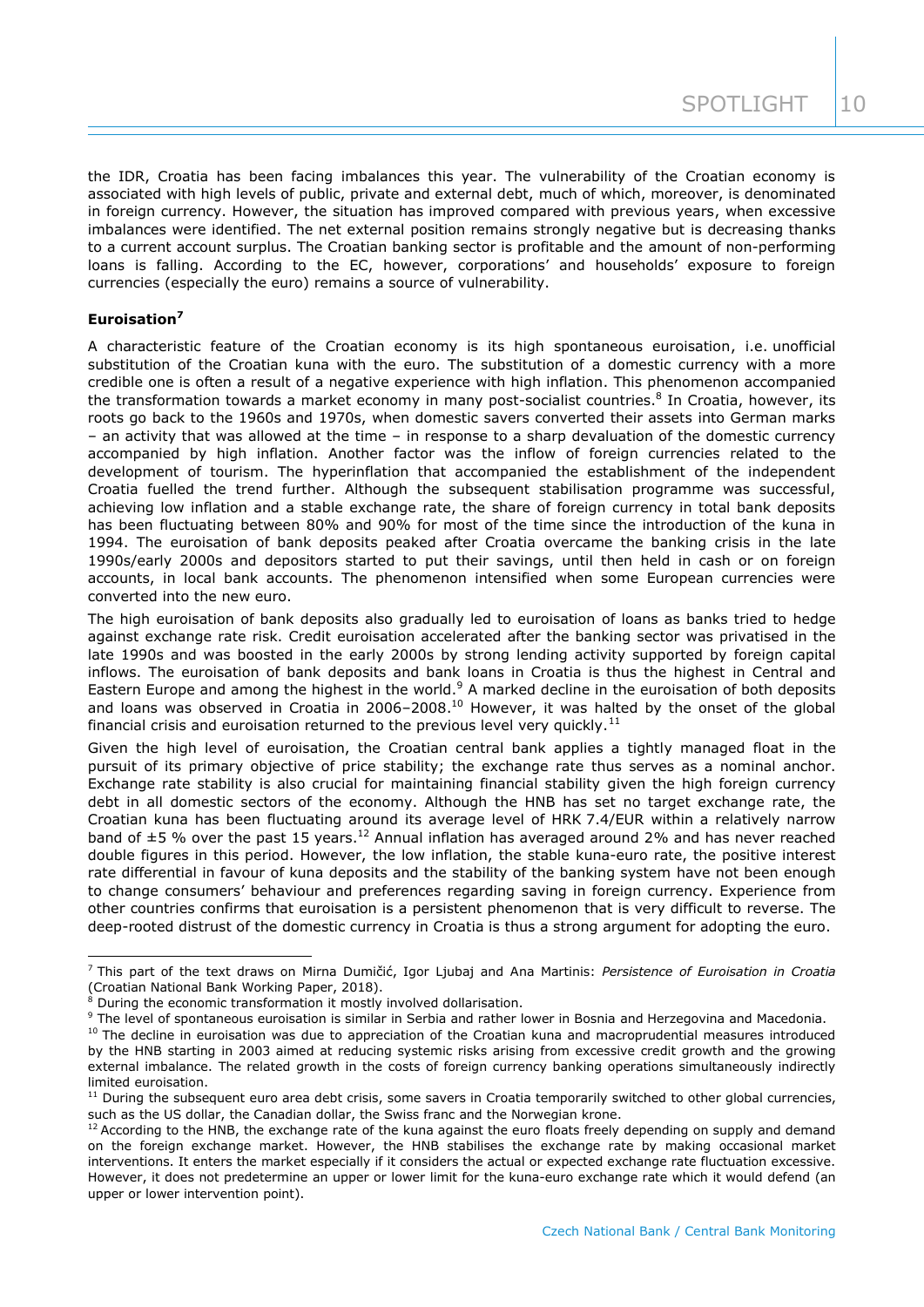the IDR, Croatia has been facing imbalances this year. The vulnerability of the Croatian economy is associated with high levels of public, private and external debt, much of which, moreover, is denominated in foreign currency. However, the situation has improved compared with previous years, when excessive imbalances were identified. The net external position remains strongly negative but is decreasing thanks to a current account surplus. The Croatian banking sector is profitable and the amount of non-performing loans is falling. According to the EC, however, corporations' and households' exposure to foreign currencies (especially the euro) remains a source of vulnerability.

**Euroisation[7]**

A characteristic feature of the Croatian economy is its high spontaneous euroisation, i.e. unofficial substitution of the Croatian kuna with the euro. The substitution of a domestic currency with a more credible one is often a result of a negative experience with high inflation. This phenomenon accompanied the transformation towards a market economy in many post-socialist countries.[8] In Croatia, however, its roots go back to the 1960s and 1970s, when domestic savers converted their assets into German marks – an activity that was allowed at the time – in response to a sharp devaluation of the domestic currency accompanied by high inflation. Another factor was the inflow of foreign currencies related to the development of tourism. The hyperinflation that accompanied the establishment of the independent Croatia fuelled the trend further. Although the subsequent stabilisation programme was successful, achieving low inflation and a stable exchange rate, the share of foreign currency in total bank deposits has been fluctuating between 80% and 90% for most of the time since the introduction of the kuna in 1994. The euroisation of bank deposits peaked after Croatia overcame the banking crisis in the late 1990s/early 2000s and depositors started to put their savings, until then held in cash or on foreign accounts, in local bank accounts. The phenomenon intensified when some European currencies were converted into the new euro.

The high euroisation of bank deposits also gradually led to euroisation of loans as banks tried to hedge against exchange rate risk. Credit euroisation accelerated after the banking sector was privatised in the late 1990s and was boosted in the early 2000s by strong lending activity supported by foreign capital inflows. The euroisation of bank deposits and bank loans in Croatia is thus the highest in Central and Eastern Europe and among the highest in the world.[9] A marked decline in the euroisation of both deposits and loans was observed in Croatia in 2006–2008.[10] However, it was halted by the onset of the global financial crisis and euroisation returned to the previous level very quickly.[11]

Given the high level of euroisation, the Croatian central bank applies a tightly managed float in the pursuit of its primary objective of price stability; the exchange rate thus serves as a nominal anchor. Exchange rate stability is also crucial for maintaining financial stability given the high foreign currency debt in all domestic sectors of the economy. Although the HNB has set no target exchange rate, the Croatian kuna has been fluctuating around its average level of HRK 7.4/EUR within a relatively narrow band of ±5 % over the past 15 years.[12] Annual inflation has averaged around 2% and has never reached double figures in this period. However, the low inflation, the stable kuna-euro rate, the positive interest rate differential in favour of kuna deposits and the stability of the banking system have not been enough to change consumers' behaviour and preferences regarding saving in foreign currency. Experience from other countries confirms that euroisation is a persistent phenomenon that is very difficult to reverse. The deep-rooted distrust of the domestic currency in Croatia is thus a strong argument for adopting the euro.

---

[7] This part of the text draws on Mirna Dumičić, Igor Ljubaj and Ana Martinis: *Persistence of Euroisation in Croatia* (Croatian National Bank Working Paper, 2018).

[8] During the economic transformation it mostly involved dollarisation.

[9] The level of spontaneous euroisation is similar in Serbia and rather lower in Bosnia and Herzegovina and Macedonia.

[10] The decline in euroisation was due to appreciation of the Croatian kuna and macroprudential measures introduced by the HNB starting in 2003 aimed at reducing systemic risks arising from excessive credit growth and the growing external imbalance. The related growth in the costs of foreign currency banking operations simultaneously indirectly limited euroisation.

[11] During the subsequent euro area debt crisis, some savers in Croatia temporarily switched to other global currencies, such as the US dollar, the Canadian dollar, the Swiss franc and the Norwegian krone.

[12] According to the HNB, the exchange rate of the kuna against the euro floats freely depending on supply and demand on the foreign exchange market. However, the HNB stabilises the exchange rate by making occasional market interventions. It enters the market especially if it considers the actual or expected exchange rate fluctuation excessive. However, it does not predetermine an upper or lower limit for the kuna-euro exchange rate which it would defend (an upper or lower intervention point).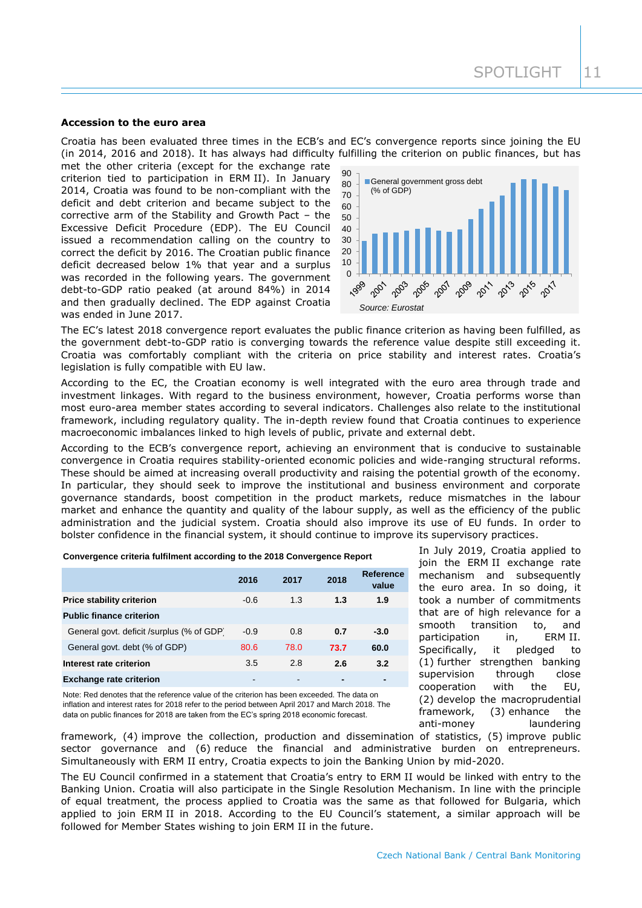### Accession to the euro area

Croatia has been evaluated three times in the ECB's and EC's convergence reports since joining the EU (in 2014, 2016 and 2018). It has always had difficulty fulfilling the criterion on public finances, but has met the other criteria (except for the exchange rate criterion tied to participation in ERM II). In January 2014, Croatia was found to be non-compliant with the deficit and debt criterion and became subject to the corrective arm of the Stability and Growth Pact – the Excessive Deficit Procedure (EDP). The EU Council issued a recommendation calling on the country to correct the deficit by 2016. The Croatian public finance deficit decreased below 1% that year and a surplus was recorded in the following years. The government debt-to-GDP ratio peaked (at around 84%) in 2014 and then gradually declined. The EDP against Croatia was ended in June 2017.

General government gross debt (% of GDP)

Source: Eurostat

The EC's latest 2018 convergence report evaluates the public finance criterion as having been fulfilled, as the government debt-to-GDP ratio is converging towards the reference value despite still exceeding it. Croatia was comfortably compliant with the criteria on price stability and interest rates. Croatia's legislation is fully compatible with EU law.

According to the EC, the Croatian economy is well integrated with the euro area through trade and investment linkages. With regard to the business environment, however, Croatia performs worse than most euro-area member states according to several indicators. Challenges also relate to the institutional framework, including regulatory quality. The in-depth review found that Croatia continues to experience macroeconomic imbalances linked to high levels of public, private and external debt.

According to the ECB's convergence report, achieving an environment that is conducive to sustainable convergence in Croatia requires stability-oriented economic policies and wide-ranging structural reforms. These should be aimed at increasing overall productivity and raising the potential growth of the economy. In particular, they should seek to improve the institutional and business environment and corporate governance standards, boost competition in the product markets, reduce mismatches in the labour market and enhance the quantity and quality of the labour supply, as well as the efficiency of the public administration and the judicial system. Croatia should also improve its use of EU funds. In order to bolster confidence in the financial system, it should continue to improve its supervisory practices.

**Convergence criteria fulfilment according to the 2018 Convergence Report**

| | 2016 | 2017 | 2018 | Reference value |
|---|---|---|---|---|
| **Price stability criterion** | -0.6 | 1.3 | **1.3** | **1.9** |
| **Public finance criterion** | | | | |
| General govt. deficit /surplus (% of GDP) | -0.9 | 0.8 | **0.7** | **-3.0** |
| General govt. debt (% of GDP) | 80.6 | 78.0 | **73.7** | **60.0** |
| **Interest rate criterion** | 3.5 | 2.8 | **2.6** | **3.2** |
| **Exchange rate criterion** | - | - | **-** | **-** |

Note: Red denotes that the reference value of the criterion has been exceeded. The data on inflation and interest rates for 2018 refer to the period between April 2017 and March 2018. The data on public finances for 2018 are taken from the EC's spring 2018 economic forecast.

In July 2019, Croatia applied to join the ERM II exchange rate mechanism and subsequently the euro area. In so doing, it took a number of commitments that are of high relevance for a smooth transition to, and participation in, ERM II. Specifically, it pledged to (1) further strengthen banking supervision through close cooperation with the EU, (2) develop the macroprudential framework, (3) enhance the anti-money laundering framework, (4) improve the collection, production and dissemination of statistics, (5) improve public sector governance and (6) reduce the financial and administrative burden on entrepreneurs. Simultaneously with ERM II entry, Croatia expects to join the Banking Union by mid-2020.

The EU Council confirmed in a statement that Croatia's entry to ERM II would be linked with entry to the Banking Union. Croatia will also participate in the Single Resolution Mechanism. In line with the principle of equal treatment, the process applied to Croatia was the same as that followed for Bulgaria, which applied to join ERM II in 2018. According to the EU Council's statement, a similar approach will be followed for Member States wishing to join ERM II in the future.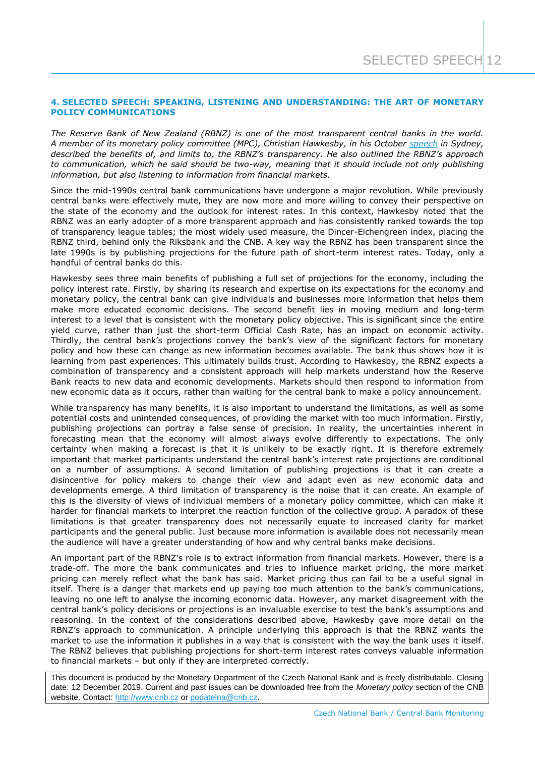## 4. SELECTED SPEECH: SPEAKING, LISTENING AND UNDERSTANDING: THE ART OF MONETARY POLICY COMMUNICATIONS

*The Reserve Bank of New Zealand (RBNZ) is one of the most transparent central banks in the world. A member of its monetary policy committee (MPC), Christian Hawkesby, in his October speech in Sydney, described the benefits of, and limits to, the RBNZ's transparency. He also outlined the RBNZ's approach to communication, which he said should be two-way, meaning that it should include not only publishing information, but also listening to information from financial markets.*

Since the mid-1990s central bank communications have undergone a major revolution. While previously central banks were effectively mute, they are now more and more willing to convey their perspective on the state of the economy and the outlook for interest rates. In this context, Hawkesby noted that the RBNZ was an early adopter of a more transparent approach and has consistently ranked towards the top of transparency league tables; the most widely used measure, the Dincer-Eichengreen index, placing the RBNZ third, behind only the Riksbank and the CNB. A key way the RBNZ has been transparent since the late 1990s is by publishing projections for the future path of short-term interest rates. Today, only a handful of central banks do this.

Hawkesby sees three main benefits of publishing a full set of projections for the economy, including the policy interest rate. Firstly, by sharing its research and expertise on its expectations for the economy and monetary policy, the central bank can give individuals and businesses more information that helps them make more educated economic decisions. The second benefit lies in moving medium and long-term interest to a level that is consistent with the monetary policy objective. This is significant since the entire yield curve, rather than just the short-term Official Cash Rate, has an impact on economic activity. Thirdly, the central bank's projections convey the bank's view of the significant factors for monetary policy and how these can change as new information becomes available. The bank thus shows how it is learning from past experiences. This ultimately builds trust. According to Hawkesby, the RBNZ expects a combination of transparency and a consistent approach will help markets understand how the Reserve Bank reacts to new data and economic developments. Markets should then respond to information from new economic data as it occurs, rather than waiting for the central bank to make a policy announcement.

While transparency has many benefits, it is also important to understand the limitations, as well as some potential costs and unintended consequences, of providing the market with too much information. Firstly, publishing projections can portray a false sense of precision. In reality, the uncertainties inherent in forecasting mean that the economy will almost always evolve differently to expectations. The only certainty when making a forecast is that it is unlikely to be exactly right. It is therefore extremely important that market participants understand the central bank's interest rate projections are conditional on a number of assumptions. A second limitation of publishing projections is that it can create a disincentive for policy makers to change their view and adapt even as new economic data and developments emerge. A third limitation of transparency is the noise that it can create. An example of this is the diversity of views of individual members of a monetary policy committee, which can make it harder for financial markets to interpret the reaction function of the collective group. A paradox of these limitations is that greater transparency does not necessarily equate to increased clarity for market participants and the general public. Just because more information is available does not necessarily mean the audience will have a greater understanding of how and why central banks make decisions.

An important part of the RBNZ's role is to extract information from financial markets. However, there is a trade-off. The more the bank communicates and tries to influence market pricing, the more market pricing can merely reflect what the bank has said. Market pricing thus can fail to be a useful signal in itself. There is a danger that markets end up paying too much attention to the bank's communications, leaving no one left to analyse the incoming economic data. However, any market disagreement with the central bank's policy decisions or projections is an invaluable exercise to test the bank's assumptions and reasoning. In the context of the considerations described above, Hawkesby gave more detail on the RBNZ's approach to communication. A principle underlying this approach is that the RBNZ wants the market to use the information it publishes in a way that is consistent with the way the bank uses it itself. The RBNZ believes that publishing projections for short-term interest rates conveys valuable information to financial markets – but only if they are interpreted correctly.

This document is produced by the Monetary Department of the Czech National Bank and is freely distributable. Closing date: 12 December 2019. Current and past issues can be downloaded free from the *Monetary policy* section of the CNB website. Contact: http://www.cnb.cz or podatelna@cnb.cz.